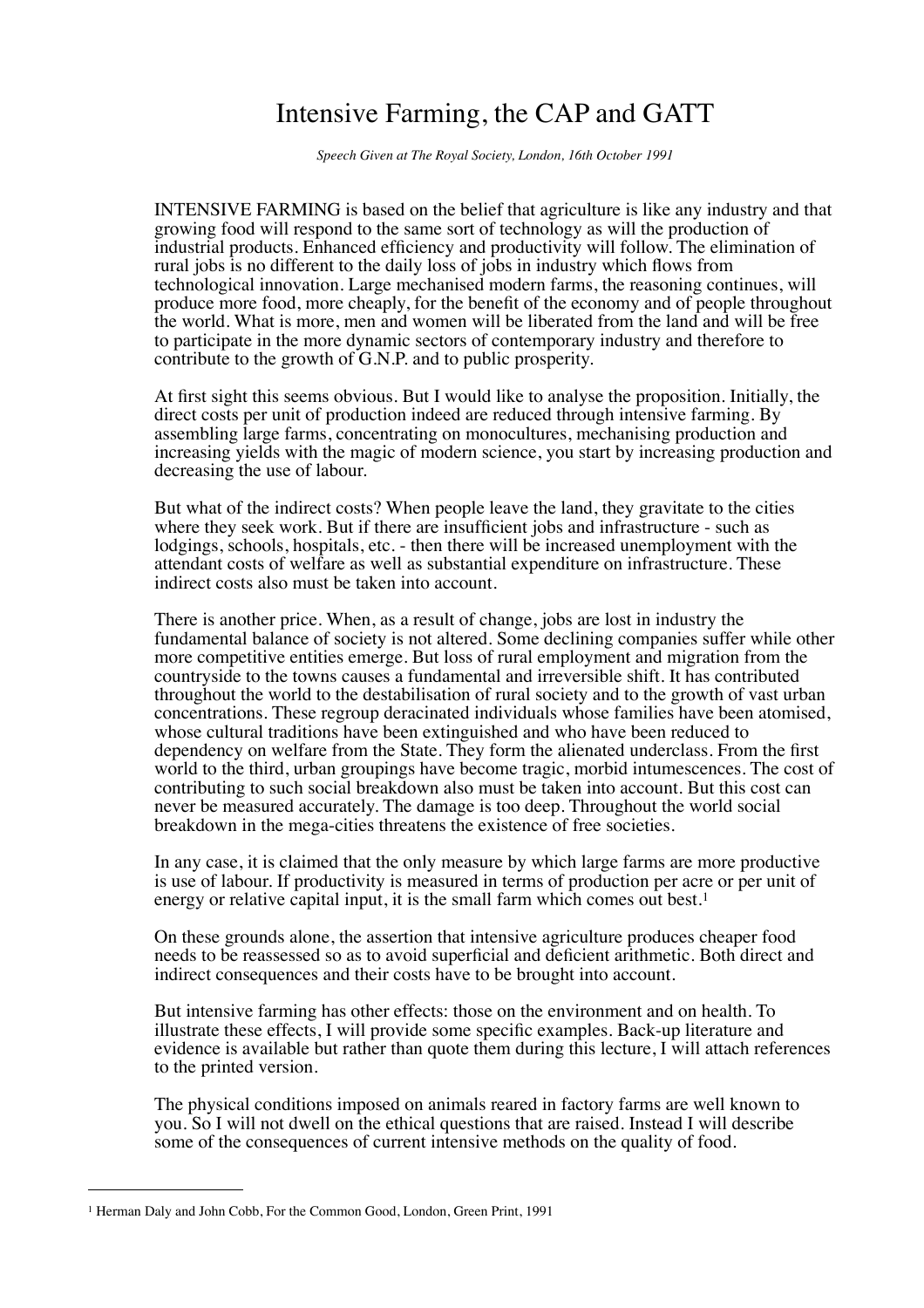# Intensive Farming, the CAP and GATT

*Speech Given at The Royal Society, London, 16th October 1991*

INTENSIVE FARMING is based on the belief that agriculture is like any industry and that growing food will respond to the same sort of technology as will the production of industrial products. Enhanced efficiency and productivity will follow. The elimination of rural jobs is no different to the daily loss of jobs in industry which flows from technological innovation. Large mechanised modern farms, the reasoning continues, will produce more food, more cheaply, for the benefit of the economy and of people throughout the world. What is more, men and women will be liberated from the land and will be free to participate in the more dynamic sectors of contemporary industry and therefore to contribute to the growth of G.N.P. and to public prosperity.

At first sight this seems obvious. But I would like to analyse the proposition. Initially, the direct costs per unit of production indeed are reduced through intensive farming. By assembling large farms, concentrating on monocultures, mechanising production and increasing yields with the magic of modern science, you start by increasing production and decreasing the use of labour.

But what of the indirect costs? When people leave the land, they gravitate to the cities where they seek work. But if there are insufficient jobs and infrastructure - such as lodgings, schools, hospitals, etc. - then there will be increased unemployment with the attendant costs of welfare as well as substantial expenditure on infrastructure. These indirect costs also must be taken into account.

There is another price. When, as a result of change, jobs are lost in industry the fundamental balance of society is not altered. Some declining companies suffer while other more competitive entities emerge. But loss of rural employment and migration from the countryside to the towns causes a fundamental and irreversible shift. It has contributed throughout the world to the destabilisation of rural society and to the growth of vast urban concentrations. These regroup deracinated individuals whose families have been atomised, whose cultural traditions have been extinguished and who have been reduced to dependency on welfare from the State. They form the alienated underclass. From the first world to the third, urban groupings have become tragic, morbid intumescences. The cost of contributing to such social breakdown also must be taken into account. But this cost can never be measured accurately. The damage is too deep. Throughout the world social breakdown in the mega-cities threatens the existence of free societies.

In any case, it is claimed that the only measure by which large farms are more productive is use of labour. If productivity is measured in terms of production per acre or per unit of energy or relative capital input, it is the small farm which comes out best.[1]

On these grounds alone, the assertion that intensive agriculture produces cheaper food needs to be reassessed so as to avoid superficial and deficient arithmetic. Both direct and indirect consequences and their costs have to be brought into account.

But intensive farming has other effects: those on the environment and on health. To illustrate these effects, I will provide some specific examples. Back-up literature and evidence is available but rather than quote them during this lecture, I will attach references to the printed version.

The physical conditions imposed on animals reared in factory farms are well known to you. So I will not dwell on the ethical questions that are raised. Instead I will describe some of the consequences of current intensive methods on the quality of food.

---

[1] Herman Daly and John Cobb, For the Common Good, London, Green Print, 1991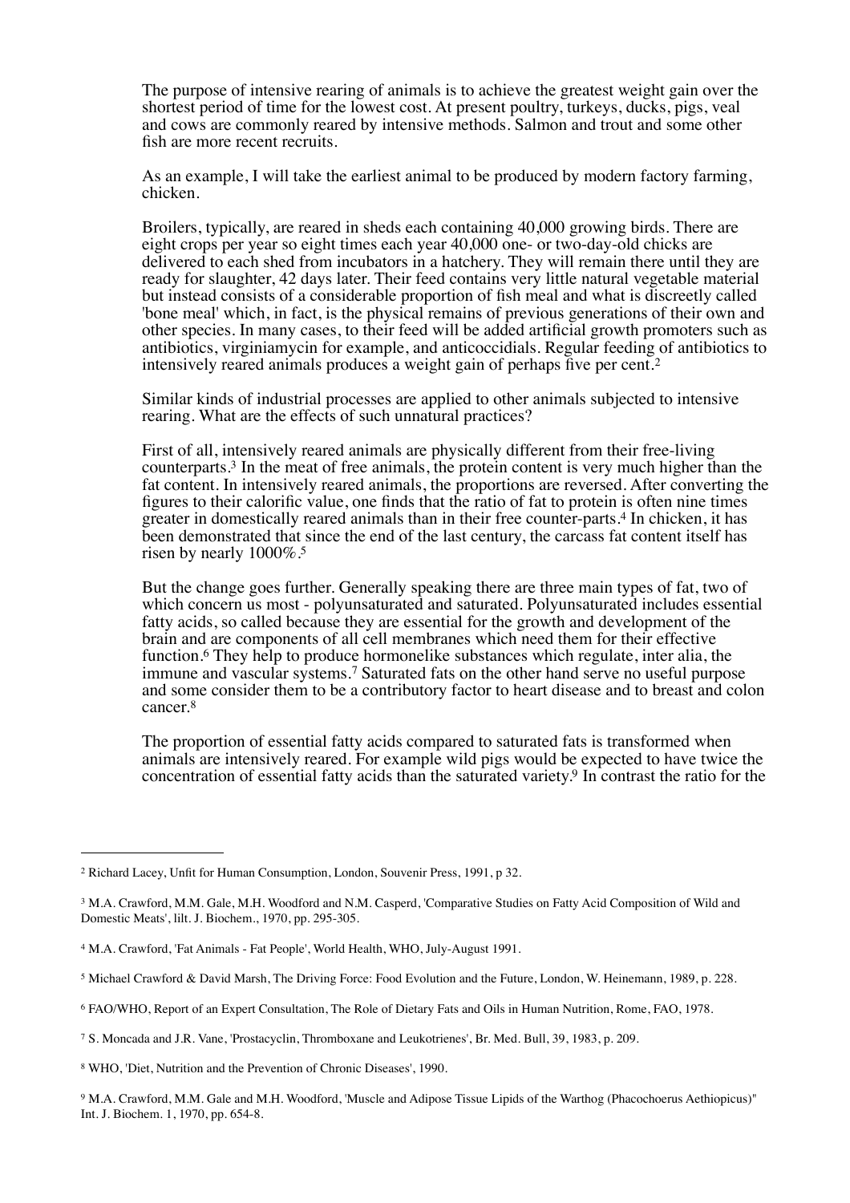The purpose of intensive rearing of animals is to achieve the greatest weight gain over the shortest period of time for the lowest cost. At present poultry, turkeys, ducks, pigs, veal and cows are commonly reared by intensive methods. Salmon and trout and some other fish are more recent recruits.

As an example, I will take the earliest animal to be produced by modern factory farming, chicken.

Broilers, typically, are reared in sheds each containing 40,000 growing birds. There are eight crops per year so eight times each year 40,000 one- or two-day-old chicks are delivered to each shed from incubators in a hatchery. They will remain there until they are ready for slaughter, 42 days later. Their feed contains very little natural vegetable material but instead consists of a considerable proportion of fish meal and what is discreetly called 'bone meal' which, in fact, is the physical remains of previous generations of their own and other species. In many cases, to their feed will be added artificial growth promoters such as antibiotics, virginiamycin for example, and anticoccidials. Regular feeding of antibiotics to intensively reared animals produces a weight gain of perhaps five per cent.[2]

Similar kinds of industrial processes are applied to other animals subjected to intensive rearing. What are the effects of such unnatural practices?

First of all, intensively reared animals are physically different from their free-living counterparts.[3] In the meat of free animals, the protein content is very much higher than the fat content. In intensively reared animals, the proportions are reversed. After converting the figures to their calorific value, one finds that the ratio of fat to protein is often nine times greater in domestically reared animals than in their free counter-parts.[4] In chicken, it has been demonstrated that since the end of the last century, the carcass fat content itself has risen by nearly 1000%.[5]

But the change goes further. Generally speaking there are three main types of fat, two of which concern us most - polyunsaturated and saturated. Polyunsaturated includes essential fatty acids, so called because they are essential for the growth and development of the brain and are components of all cell membranes which need them for their effective function.[6] They help to produce hormonelike substances which regulate, inter alia, the immune and vascular systems.[7] Saturated fats on the other hand serve no useful purpose and some consider them to be a contributory factor to heart disease and to breast and colon cancer.[8]

The proportion of essential fatty acids compared to saturated fats is transformed when animals are intensively reared. For example wild pigs would be expected to have twice the concentration of essential fatty acids than the saturated variety.[9] In contrast the ratio for the

---

[2] Richard Lacey, Unfit for Human Consumption, London, Souvenir Press, 1991, p 32.

[3] M.A. Crawford, M.M. Gale, M.H. Woodford and N.M. Casperd, 'Comparative Studies on Fatty Acid Composition of Wild and Domestic Meats', lilt. J. Biochem., 1970, pp. 295-305.

[4] M.A. Crawford, 'Fat Animals - Fat People', World Health, WHO, July-August 1991.

[5] Michael Crawford & David Marsh, The Driving Force: Food Evolution and the Future, London, W. Heinemann, 1989, p. 228.

[6] FAO/WHO, Report of an Expert Consultation, The Role of Dietary Fats and Oils in Human Nutrition, Rome, FAO, 1978.

[7] S. Moncada and J.R. Vane, 'Prostacyclin, Thromboxane and Leukotrienes', Br. Med. Bull, 39, 1983, p. 209.

[8] WHO, 'Diet, Nutrition and the Prevention of Chronic Diseases', 1990.

[9] M.A. Crawford, M.M. Gale and M.H. Woodford, 'Muscle and Adipose Tissue Lipids of the Warthog (Phacochoerus Aethiopicus)" Int. J. Biochem. 1, 1970, pp. 654-8.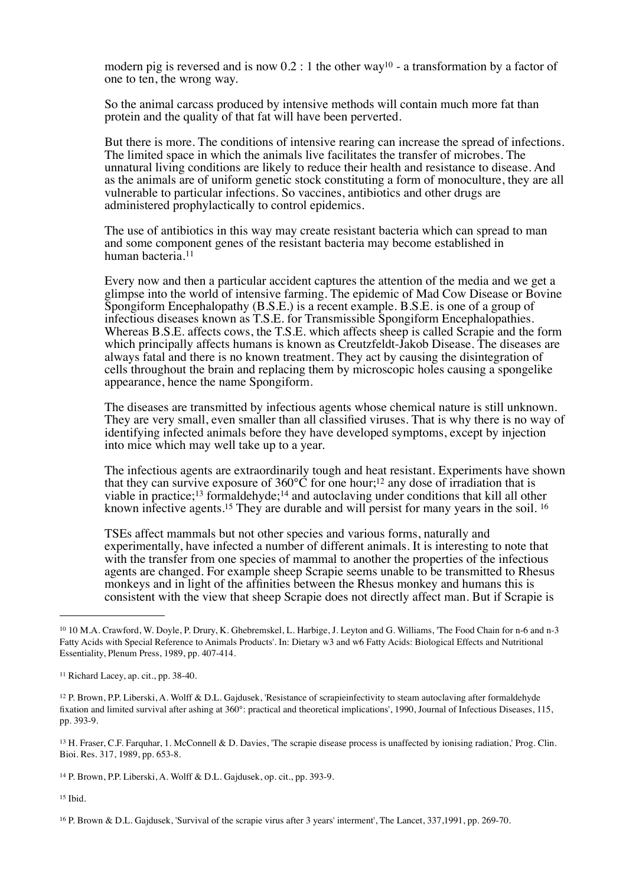modern pig is reversed and is now 0.2 : 1 the other way[10] - a transformation by a factor of one to ten, the wrong way.

So the animal carcass produced by intensive methods will contain much more fat than protein and the quality of that fat will have been perverted.

But there is more. The conditions of intensive rearing can increase the spread of infections. The limited space in which the animals live facilitates the transfer of microbes. The unnatural living conditions are likely to reduce their health and resistance to disease. And as the animals are of uniform genetic stock constituting a form of monoculture, they are all vulnerable to particular infections. So vaccines, antibiotics and other drugs are administered prophylactically to control epidemics.

The use of antibiotics in this way may create resistant bacteria which can spread to man and some component genes of the resistant bacteria may become established in human bacteria.[11]

Every now and then a particular accident captures the attention of the media and we get a glimpse into the world of intensive farming. The epidemic of Mad Cow Disease or Bovine Spongiform Encephalopathy (B.S.E.) is a recent example. B.S.E. is one of a group of infectious diseases known as T.S.E. for Transmissible Spongiform Encephalopathies. Whereas B.S.E. affects cows, the T.S.E. which affects sheep is called Scrapie and the form which principally affects humans is known as Creutzfeldt-Jakob Disease. The diseases are always fatal and there is no known treatment. They act by causing the disintegration of cells throughout the brain and replacing them by microscopic holes causing a spongelike appearance, hence the name Spongiform.

The diseases are transmitted by infectious agents whose chemical nature is still unknown. They are very small, even smaller than all classified viruses. That is why there is no way of identifying infected animals before they have developed symptoms, except by injection into mice which may well take up to a year.

The infectious agents are extraordinarily tough and heat resistant. Experiments have shown that they can survive exposure of 360°C for one hour;[12] any dose of irradiation that is viable in practice;[13] formaldehyde;[14] and autoclaving under conditions that kill all other known infective agents.[15] They are durable and will persist for many years in the soil.[16]

TSEs affect mammals but not other species and various forms, naturally and experimentally, have infected a number of different animals. It is interesting to note that with the transfer from one species of mammal to another the properties of the infectious agents are changed. For example sheep Scrapie seems unable to be transmitted to Rhesus monkeys and in light of the affinities between the Rhesus monkey and humans this is consistent with the view that sheep Scrapie does not directly affect man. But if Scrapie is

---

[10] 10 M.A. Crawford, W. Doyle, P. Drury, K. Ghebremskel, L. Harbige, J. Leyton and G. Williams, 'The Food Chain for n-6 and n-3 Fatty Acids with Special Reference to Animals Products'. In: Dietary w3 and w6 Fatty Acids: Biological Effects and Nutritional Essentiality, Plenum Press, 1989, pp. 407-414.

[11] Richard Lacey, ap. cit., pp. 38-40.

[12] P. Brown, P.P. Liberski, A. Wolff & D.L. Gajdusek, 'Resistance of scrapieinfectivity to steam autoclaving after formaldehyde fixation and limited survival after ashing at 360°: practical and theoretical implications', 1990, Journal of Infectious Diseases, 115, pp. 393-9.

[13] H. Fraser, C.F. Farquhar, 1. McConnell & D. Davies, 'The scrapie disease process is unaffected by ionising radiation,' Prog. Clin. Bioi. Res. 317, 1989, pp. 653-8.

[14] P. Brown, P.P. Liberski, A. Wolff & D.L. Gajdusek, op. cit., pp. 393-9.

[15] Ibid.

[16] P. Brown & D.L. Gajdusek, 'Survival of the scrapie virus after 3 years' interment', The Lancet, 337,1991, pp. 269-70.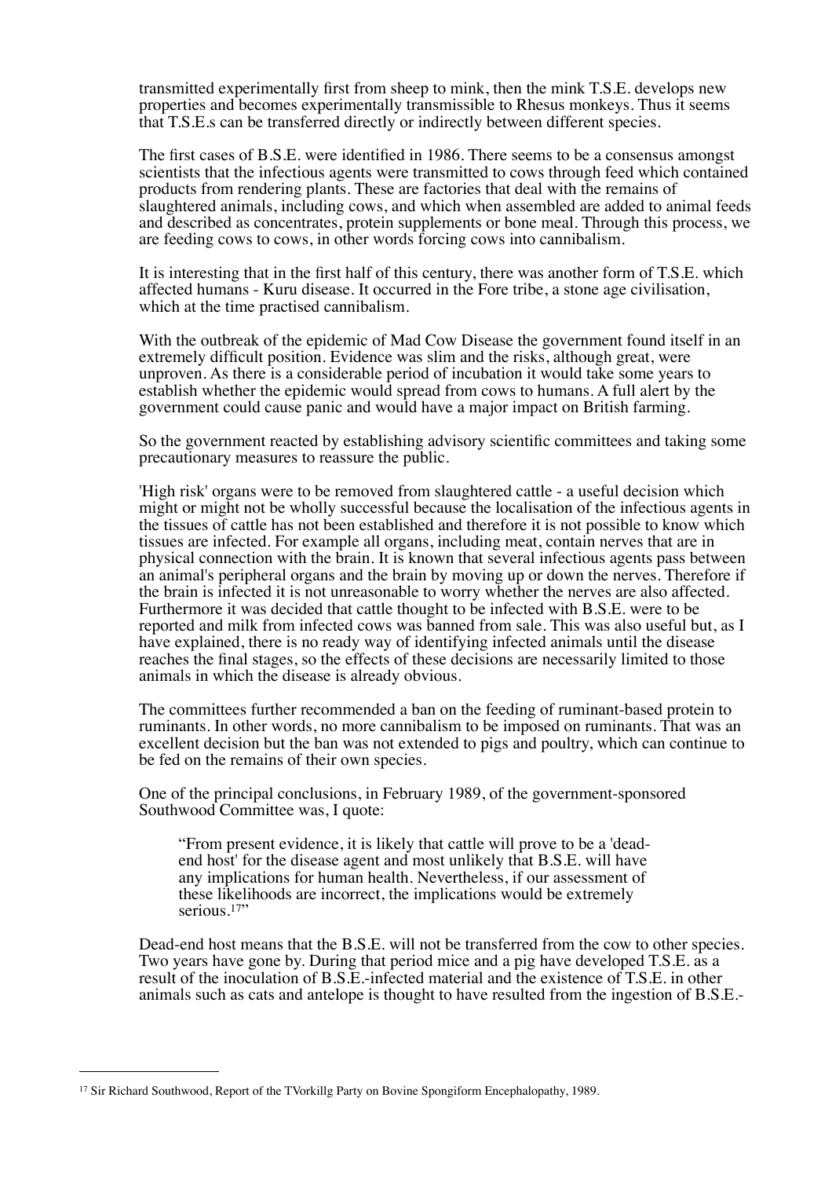transmitted experimentally first from sheep to mink, then the mink T.S.E. develops new properties and becomes experimentally transmissible to Rhesus monkeys. Thus it seems that T.S.E.s can be transferred directly or indirectly between different species.

The first cases of B.S.E. were identified in 1986. There seems to be a consensus amongst scientists that the infectious agents were transmitted to cows through feed which contained products from rendering plants. These are factories that deal with the remains of slaughtered animals, including cows, and which when assembled are added to animal feeds and described as concentrates, protein supplements or bone meal. Through this process, we are feeding cows to cows, in other words forcing cows into cannibalism.

It is interesting that in the first half of this century, there was another form of T.S.E. which affected humans - Kuru disease. It occurred in the Fore tribe, a stone age civilisation, which at the time practised cannibalism.

With the outbreak of the epidemic of Mad Cow Disease the government found itself in an extremely difficult position. Evidence was slim and the risks, although great, were unproven. As there is a considerable period of incubation it would take some years to establish whether the epidemic would spread from cows to humans. A full alert by the government could cause panic and would have a major impact on British farming.

So the government reacted by establishing advisory scientific committees and taking some precautionary measures to reassure the public.

'High risk' organs were to be removed from slaughtered cattle - a useful decision which might or might not be wholly successful because the localisation of the infectious agents in the tissues of cattle has not been established and therefore it is not possible to know which tissues are infected. For example all organs, including meat, contain nerves that are in physical connection with the brain. It is known that several infectious agents pass between an animal's peripheral organs and the brain by moving up or down the nerves. Therefore if the brain is infected it is not unreasonable to worry whether the nerves are also affected. Furthermore it was decided that cattle thought to be infected with B.S.E. were to be reported and milk from infected cows was banned from sale. This was also useful but, as I have explained, there is no ready way of identifying infected animals until the disease reaches the final stages, so the effects of these decisions are necessarily limited to those animals in which the disease is already obvious.

The committees further recommended a ban on the feeding of ruminant-based protein to ruminants. In other words, no more cannibalism to be imposed on ruminants. That was an excellent decision but the ban was not extended to pigs and poultry, which can continue to be fed on the remains of their own species.

One of the principal conclusions, in February 1989, of the government-sponsored Southwood Committee was, I quote:

> "From present evidence, it is likely that cattle will prove to be a 'dead-end host' for the disease agent and most unlikely that B.S.E. will have any implications for human health. Nevertheless, if our assessment of these likelihoods are incorrect, the implications would be extremely serious.[17]"

Dead-end host means that the B.S.E. will not be transferred from the cow to other species. Two years have gone by. During that period mice and a pig have developed T.S.E. as a result of the inoculation of B.S.E.-infected material and the existence of T.S.E. in other animals such as cats and antelope is thought to have resulted from the ingestion of B.S.E.-

---

[17] Sir Richard Southwood, Report of the TVorkillg Party on Bovine Spongiform Encephalopathy, 1989.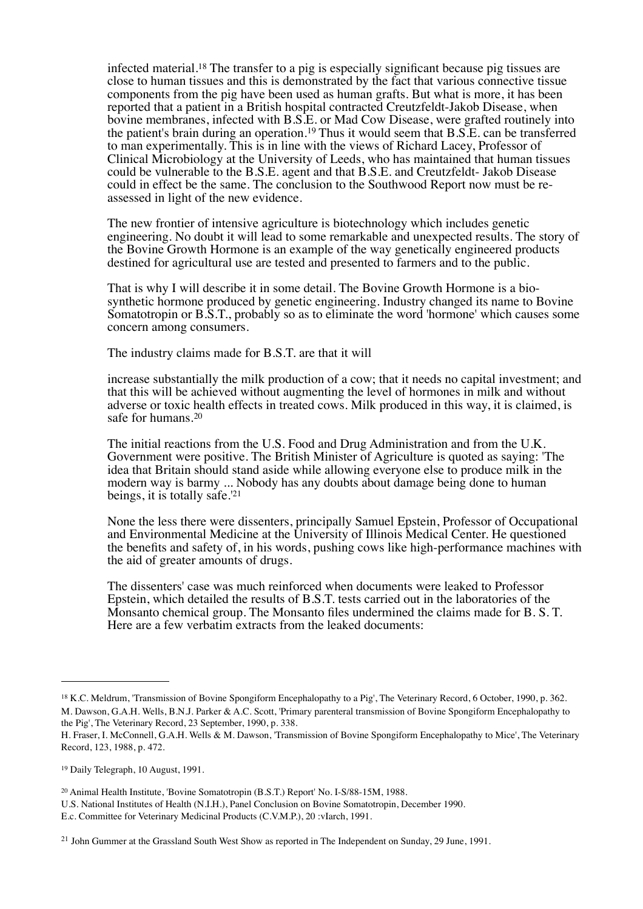infected material.[18] The transfer to a pig is especially significant because pig tissues are close to human tissues and this is demonstrated by the fact that various connective tissue components from the pig have been used as human grafts. But what is more, it has been reported that a patient in a British hospital contracted Creutzfeldt-Jakob Disease, when bovine membranes, infected with B.S.E. or Mad Cow Disease, were grafted routinely into the patient's brain during an operation.[19] Thus it would seem that B.S.E. can be transferred to man experimentally. This is in line with the views of Richard Lacey, Professor of Clinical Microbiology at the University of Leeds, who has maintained that human tissues could be vulnerable to the B.S.E. agent and that B.S.E. and Creutzfeldt- Jakob Disease could in effect be the same. The conclusion to the Southwood Report now must be re-assessed in light of the new evidence.

The new frontier of intensive agriculture is biotechnology which includes genetic engineering. No doubt it will lead to some remarkable and unexpected results. The story of the Bovine Growth Hormone is an example of the way genetically engineered products destined for agricultural use are tested and presented to farmers and to the public.

That is why I will describe it in some detail. The Bovine Growth Hormone is a bio-synthetic hormone produced by genetic engineering. Industry changed its name to Bovine Somatotropin or B.S.T., probably so as to eliminate the word 'hormone' which causes some concern among consumers.

The industry claims made for B.S.T. are that it will

increase substantially the milk production of a cow; that it needs no capital investment; and that this will be achieved without augmenting the level of hormones in milk and without adverse or toxic health effects in treated cows. Milk produced in this way, it is claimed, is safe for humans.[20]

The initial reactions from the U.S. Food and Drug Administration and from the U.K. Government were positive. The British Minister of Agriculture is quoted as saying: 'The idea that Britain should stand aside while allowing everyone else to produce milk in the modern way is barmy ... Nobody has any doubts about damage being done to human beings, it is totally safe.'[21]

None the less there were dissenters, principally Samuel Epstein, Professor of Occupational and Environmental Medicine at the University of Illinois Medical Center. He questioned the benefits and safety of, in his words, pushing cows like high-performance machines with the aid of greater amounts of drugs.

The dissenters' case was much reinforced when documents were leaked to Professor Epstein, which detailed the results of B.S.T. tests carried out in the laboratories of the Monsanto chemical group. The Monsanto files undermined the claims made for B. S. T. Here are a few verbatim extracts from the leaked documents:

---

[18] K.C. Meldrum, 'Transmission of Bovine Spongiform Encephalopathy to a Pig', The Veterinary Record, 6 October, 1990, p. 362.
M. Dawson, G.A.H. Wells, B.N.J. Parker & A.C. Scott, 'Primary parenteral transmission of Bovine Spongiform Encephalopathy to the Pig', The Veterinary Record, 23 September, 1990, p. 338.
H. Fraser, I. McConnell, G.A.H. Wells & M. Dawson, 'Transmission of Bovine Spongiform Encephalopathy to Mice', The Veterinary Record, 123, 1988, p. 472.

[19] Daily Telegraph, 10 August, 1991.

[20] Animal Health Institute, 'Bovine Somatotropin (B.S.T.) Report' No. I-S/88-15M, 1988.
U.S. National Institutes of Health (N.I.H.), Panel Conclusion on Bovine Somatotropin, December 1990.
E.c. Committee for Veterinary Medicinal Products (C.V.M.P.), 20 :vIarch, 1991.

[21] John Gummer at the Grassland South West Show as reported in The Independent on Sunday, 29 June, 1991.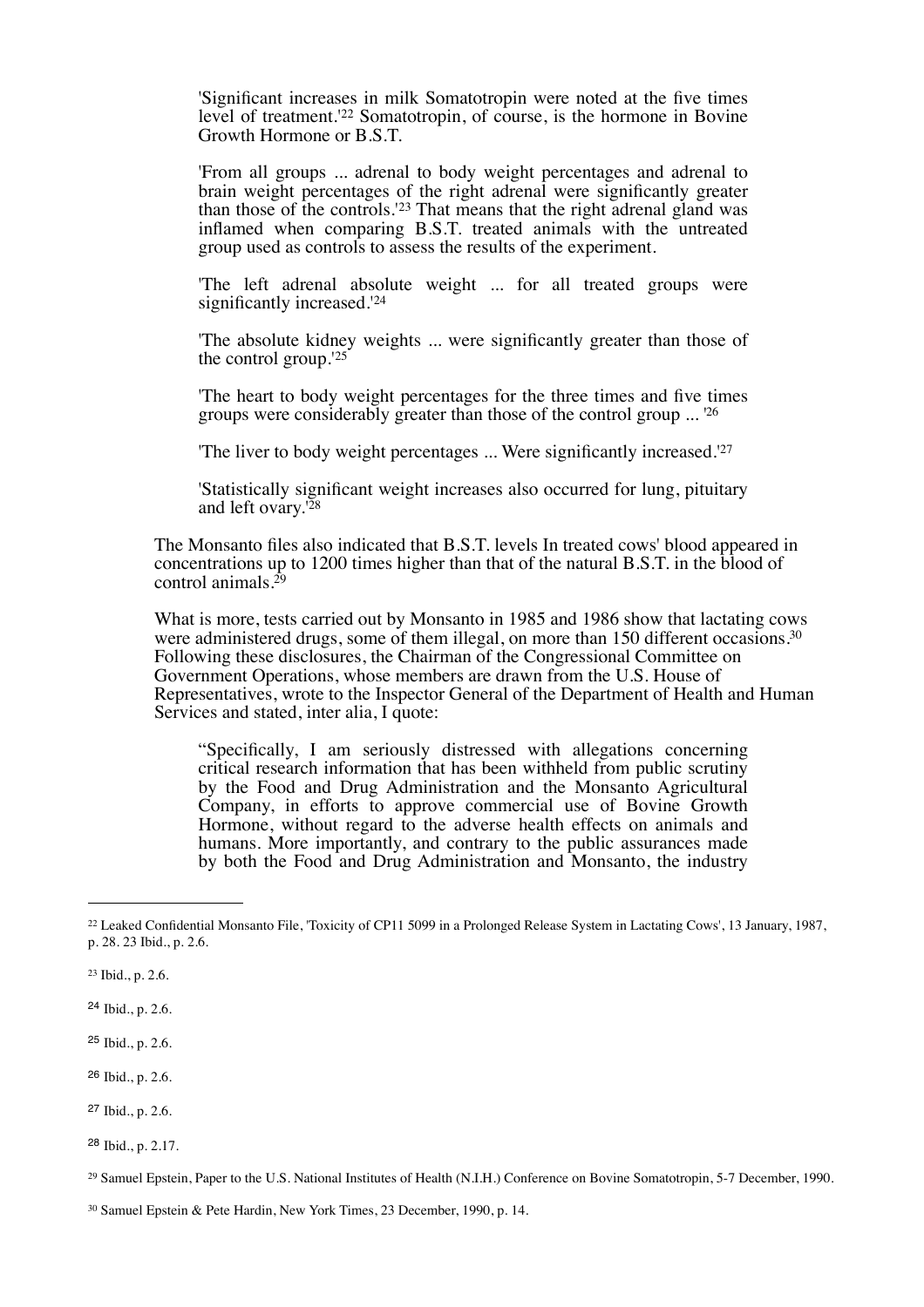> 'Significant increases in milk Somatotropin were noted at the five times level of treatment.'[22] Somatotropin, of course, is the hormone in Bovine Growth Hormone or B.S.T.
>
> 'From all groups ... adrenal to body weight percentages and adrenal to brain weight percentages of the right adrenal were significantly greater than those of the controls.'[23] That means that the right adrenal gland was inflamed when comparing B.S.T. treated animals with the untreated group used as controls to assess the results of the experiment.
>
> 'The left adrenal absolute weight ... for all treated groups were significantly increased.'[24]
>
> 'The absolute kidney weights ... were significantly greater than those of the control group.'[25]
>
> 'The heart to body weight percentages for the three times and five times groups were considerably greater than those of the control group ... '[26]
>
> 'The liver to body weight percentages ... Were significantly increased.'[27]
>
> 'Statistically significant weight increases also occurred for lung, pituitary and left ovary.'[28]

The Monsanto files also indicated that B.S.T. levels In treated cows' blood appeared in concentrations up to 1200 times higher than that of the natural B.S.T. in the blood of control animals.[29]

What is more, tests carried out by Monsanto in 1985 and 1986 show that lactating cows were administered drugs, some of them illegal, on more than 150 different occasions.[30] Following these disclosures, the Chairman of the Congressional Committee on Government Operations, whose members are drawn from the U.S. House of Representatives, wrote to the Inspector General of the Department of Health and Human Services and stated, inter alia, I quote:

> "Specifically, I am seriously distressed with allegations concerning critical research information that has been withheld from public scrutiny by the Food and Drug Administration and the Monsanto Agricultural Company, in efforts to approve commercial use of Bovine Growth Hormone, without regard to the adverse health effects on animals and humans. More importantly, and contrary to the public assurances made by both the Food and Drug Administration and Monsanto, the industry

---

[22] Leaked Confidential Monsanto File, 'Toxicity of CP11 5099 in a Prolonged Release System in Lactating Cows', 13 January, 1987, p. 28. 23 Ibid., p. 2.6.

[23] Ibid., p. 2.6.

[24] Ibid., p. 2.6.

[25] Ibid., p. 2.6.

[26] Ibid., p. 2.6.

[27] Ibid., p. 2.6.

[28] Ibid., p. 2.17.

[29] Samuel Epstein, Paper to the U.S. National Institutes of Health (N.I.H.) Conference on Bovine Somatotropin, 5-7 December, 1990.

[30] Samuel Epstein & Pete Hardin, New York Times, 23 December, 1990, p. 14.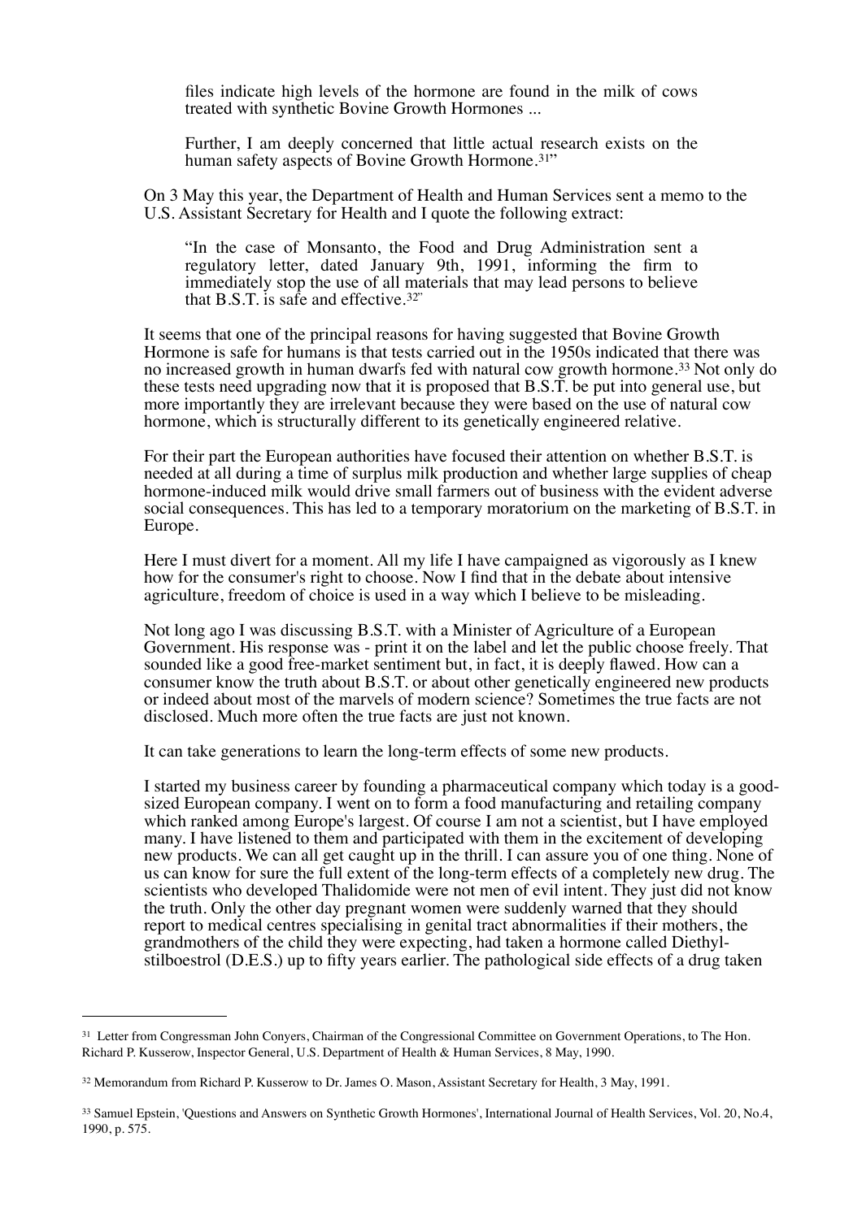> files indicate high levels of the hormone are found in the milk of cows treated with synthetic Bovine Growth Hormones ...
>
> Further, I am deeply concerned that little actual research exists on the human safety aspects of Bovine Growth Hormone.[31]"

On 3 May this year, the Department of Health and Human Services sent a memo to the U.S. Assistant Secretary for Health and I quote the following extract:

> "In the case of Monsanto, the Food and Drug Administration sent a regulatory letter, dated January 9th, 1991, informing the firm to immediately stop the use of all materials that may lead persons to believe that B.S.T. is safe and effective.[32]"

It seems that one of the principal reasons for having suggested that Bovine Growth Hormone is safe for humans is that tests carried out in the 1950s indicated that there was no increased growth in human dwarfs fed with natural cow growth hormone.[33] Not only do these tests need upgrading now that it is proposed that B.S.T. be put into general use, but more importantly they are irrelevant because they were based on the use of natural cow hormone, which is structurally different to its genetically engineered relative.

For their part the European authorities have focused their attention on whether B.S.T. is needed at all during a time of surplus milk production and whether large supplies of cheap hormone-induced milk would drive small farmers out of business with the evident adverse social consequences. This has led to a temporary moratorium on the marketing of B.S.T. in Europe.

Here I must divert for a moment. All my life I have campaigned as vigorously as I knew how for the consumer's right to choose. Now I find that in the debate about intensive agriculture, freedom of choice is used in a way which I believe to be misleading.

Not long ago I was discussing B.S.T. with a Minister of Agriculture of a European Government. His response was - print it on the label and let the public choose freely. That sounded like a good free-market sentiment but, in fact, it is deeply flawed. How can a consumer know the truth about B.S.T. or about other genetically engineered new products or indeed about most of the marvels of modern science? Sometimes the true facts are not disclosed. Much more often the true facts are just not known.

It can take generations to learn the long-term effects of some new products.

I started my business career by founding a pharmaceutical company which today is a good-sized European company. I went on to form a food manufacturing and retailing company which ranked among Europe's largest. Of course I am not a scientist, but I have employed many. I have listened to them and participated with them in the excitement of developing new products. We can all get caught up in the thrill. I can assure you of one thing. None of us can know for sure the full extent of the long-term effects of a completely new drug. The scientists who developed Thalidomide were not men of evil intent. They just did not know the truth. Only the other day pregnant women were suddenly warned that they should report to medical centres specialising in genital tract abnormalities if their mothers, the grandmothers of the child they were expecting, had taken a hormone called Diethyl-stilboestrol (D.E.S.) up to fifty years earlier. The pathological side effects of a drug taken

---

[31] Letter from Congressman John Conyers, Chairman of the Congressional Committee on Government Operations, to The Hon. Richard P. Kusserow, Inspector General, U.S. Department of Health & Human Services, 8 May, 1990.

[32] Memorandum from Richard P. Kusserow to Dr. James O. Mason, Assistant Secretary for Health, 3 May, 1991.

[33] Samuel Epstein, 'Questions and Answers on Synthetic Growth Hormones', International Journal of Health Services, Vol. 20, No.4, 1990, p. 575.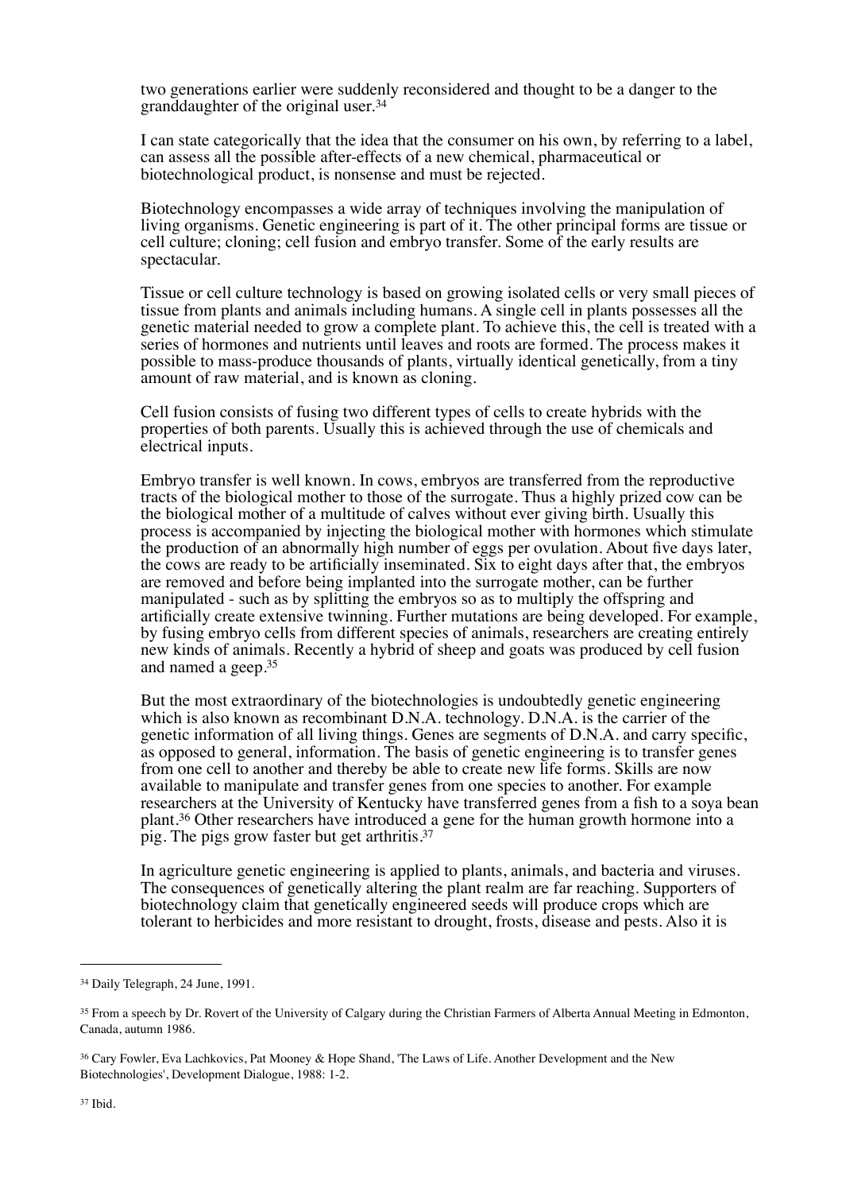two generations earlier were suddenly reconsidered and thought to be a danger to the granddaughter of the original user.[34]

I can state categorically that the idea that the consumer on his own, by referring to a label, can assess all the possible after-effects of a new chemical, pharmaceutical or biotechnological product, is nonsense and must be rejected.

Biotechnology encompasses a wide array of techniques involving the manipulation of living organisms. Genetic engineering is part of it. The other principal forms are tissue or cell culture; cloning; cell fusion and embryo transfer. Some of the early results are spectacular.

Tissue or cell culture technology is based on growing isolated cells or very small pieces of tissue from plants and animals including humans. A single cell in plants possesses all the genetic material needed to grow a complete plant. To achieve this, the cell is treated with a series of hormones and nutrients until leaves and roots are formed. The process makes it possible to mass-produce thousands of plants, virtually identical genetically, from a tiny amount of raw material, and is known as cloning.

Cell fusion consists of fusing two different types of cells to create hybrids with the properties of both parents. Usually this is achieved through the use of chemicals and electrical inputs.

Embryo transfer is well known. In cows, embryos are transferred from the reproductive tracts of the biological mother to those of the surrogate. Thus a highly prized cow can be the biological mother of a multitude of calves without ever giving birth. Usually this process is accompanied by injecting the biological mother with hormones which stimulate the production of an abnormally high number of eggs per ovulation. About five days later, the cows are ready to be artificially inseminated. Six to eight days after that, the embryos are removed and before being implanted into the surrogate mother, can be further manipulated - such as by splitting the embryos so as to multiply the offspring and artificially create extensive twinning. Further mutations are being developed. For example, by fusing embryo cells from different species of animals, researchers are creating entirely new kinds of animals. Recently a hybrid of sheep and goats was produced by cell fusion and named a geep.[35]

But the most extraordinary of the biotechnologies is undoubtedly genetic engineering which is also known as recombinant D.N.A. technology. D.N.A. is the carrier of the genetic information of all living things. Genes are segments of D.N.A. and carry specific, as opposed to general, information. The basis of genetic engineering is to transfer genes from one cell to another and thereby be able to create new life forms. Skills are now available to manipulate and transfer genes from one species to another. For example researchers at the University of Kentucky have transferred genes from a fish to a soya bean plant.[36] Other researchers have introduced a gene for the human growth hormone into a pig. The pigs grow faster but get arthritis.[37]

In agriculture genetic engineering is applied to plants, animals, and bacteria and viruses. The consequences of genetically altering the plant realm are far reaching. Supporters of biotechnology claim that genetically engineered seeds will produce crops which are tolerant to herbicides and more resistant to drought, frosts, disease and pests. Also it is

---

[34] Daily Telegraph, 24 June, 1991.

[35] From a speech by Dr. Rovert of the University of Calgary during the Christian Farmers of Alberta Annual Meeting in Edmonton, Canada, autumn 1986.

[36] Cary Fowler, Eva Lachkovics, Pat Mooney & Hope Shand, 'The Laws of Life. Another Development and the New Biotechnologies', Development Dialogue, 1988: 1-2.

[37] Ibid.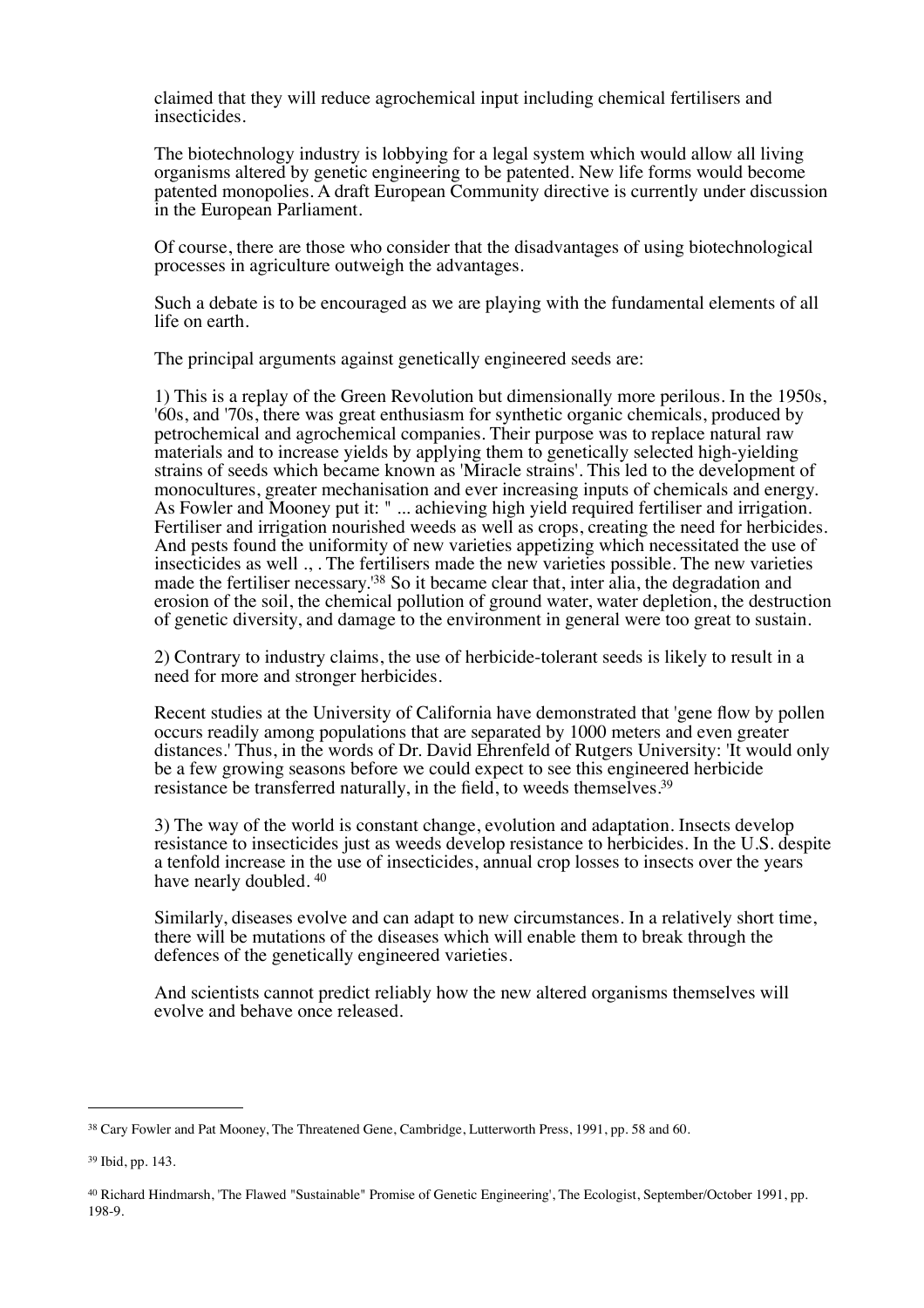claimed that they will reduce agrochemical input including chemical fertilisers and insecticides.

The biotechnology industry is lobbying for a legal system which would allow all living organisms altered by genetic engineering to be patented. New life forms would become patented monopolies. A draft European Community directive is currently under discussion in the European Parliament.

Of course, there are those who consider that the disadvantages of using biotechnological processes in agriculture outweigh the advantages.

Such a debate is to be encouraged as we are playing with the fundamental elements of all life on earth.

The principal arguments against genetically engineered seeds are:

1) This is a replay of the Green Revolution but dimensionally more perilous. In the 1950s, '60s, and '70s, there was great enthusiasm for synthetic organic chemicals, produced by petrochemical and agrochemical companies. Their purpose was to replace natural raw materials and to increase yields by applying them to genetically selected high-yielding strains of seeds which became known as 'Miracle strains'. This led to the development of monocultures, greater mechanisation and ever increasing inputs of chemicals and energy. As Fowler and Mooney put it: " ... achieving high yield required fertiliser and irrigation. Fertiliser and irrigation nourished weeds as well as crops, creating the need for herbicides. And pests found the uniformity of new varieties appetizing which necessitated the use of insecticides as well ., . The fertilisers made the new varieties possible. The new varieties made the fertiliser necessary.'[38] So it became clear that, inter alia, the degradation and erosion of the soil, the chemical pollution of ground water, water depletion, the destruction of genetic diversity, and damage to the environment in general were too great to sustain.

2) Contrary to industry claims, the use of herbicide-tolerant seeds is likely to result in a need for more and stronger herbicides.

Recent studies at the University of California have demonstrated that 'gene flow by pollen occurs readily among populations that are separated by 1000 meters and even greater distances.' Thus, in the words of Dr. David Ehrenfeld of Rutgers University: 'It would only be a few growing seasons before we could expect to see this engineered herbicide resistance be transferred naturally, in the field, to weeds themselves.[39]

3) The way of the world is constant change, evolution and adaptation. Insects develop resistance to insecticides just as weeds develop resistance to herbicides. In the U.S. despite a tenfold increase in the use of insecticides, annual crop losses to insects over the years have nearly doubled. [40]

Similarly, diseases evolve and can adapt to new circumstances. In a relatively short time, there will be mutations of the diseases which will enable them to break through the defences of the genetically engineered varieties.

And scientists cannot predict reliably how the new altered organisms themselves will evolve and behave once released.

---

[38] Cary Fowler and Pat Mooney, The Threatened Gene, Cambridge, Lutterworth Press, 1991, pp. 58 and 60.

[39] Ibid, pp. 143.

[40] Richard Hindmarsh, 'The Flawed "Sustainable" Promise of Genetic Engineering', The Ecologist, September/October 1991, pp. 198-9.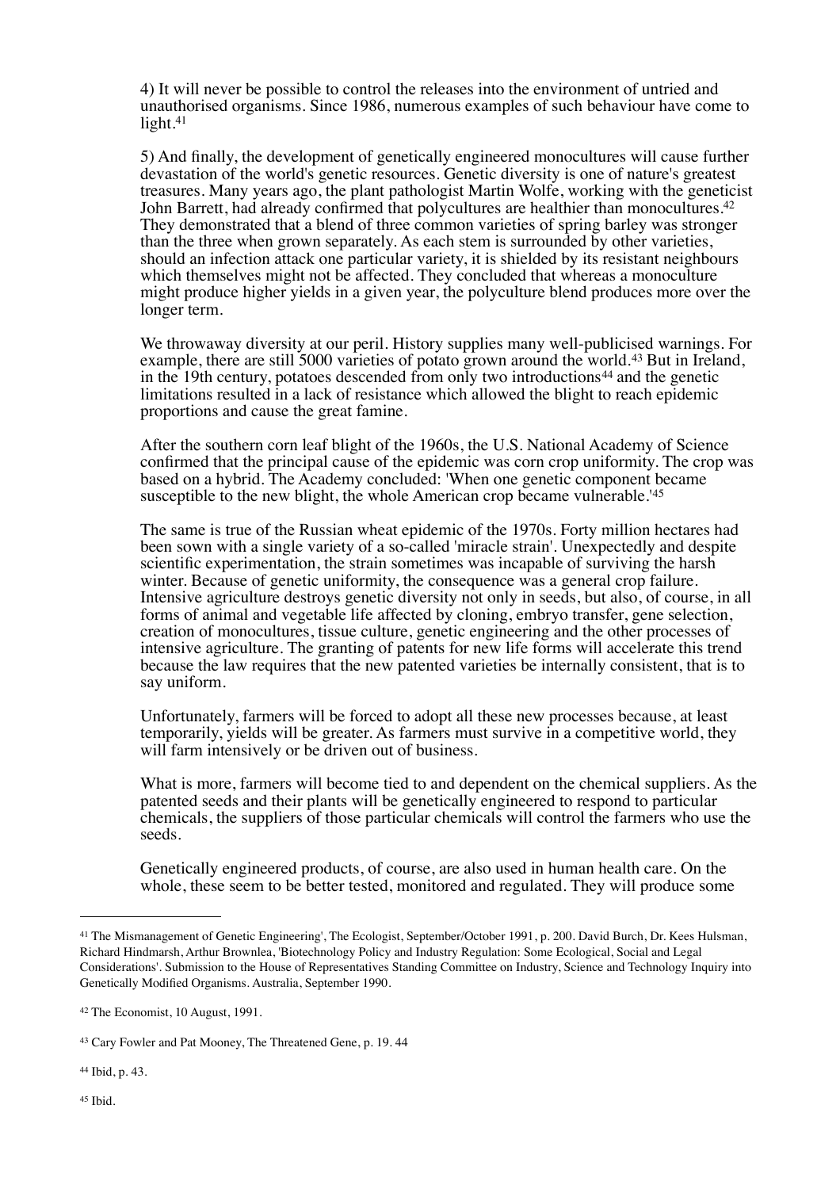4) It will never be possible to control the releases into the environment of untried and unauthorised organisms. Since 1986, numerous examples of such behaviour have come to light.[41]

5) And finally, the development of genetically engineered monocultures will cause further devastation of the world's genetic resources. Genetic diversity is one of nature's greatest treasures. Many years ago, the plant pathologist Martin Wolfe, working with the geneticist John Barrett, had already confirmed that polycultures are healthier than monocultures.[42] They demonstrated that a blend of three common varieties of spring barley was stronger than the three when grown separately. As each stem is surrounded by other varieties, should an infection attack one particular variety, it is shielded by its resistant neighbours which themselves might not be affected. They concluded that whereas a monoculture might produce higher yields in a given year, the polyculture blend produces more over the longer term.

We throwaway diversity at our peril. History supplies many well-publicised warnings. For example, there are still 5000 varieties of potato grown around the world.[43] But in Ireland, in the 19th century, potatoes descended from only two introductions[44] and the genetic limitations resulted in a lack of resistance which allowed the blight to reach epidemic proportions and cause the great famine.

After the southern corn leaf blight of the 1960s, the U.S. National Academy of Science confirmed that the principal cause of the epidemic was corn crop uniformity. The crop was based on a hybrid. The Academy concluded: 'When one genetic component became susceptible to the new blight, the whole American crop became vulnerable.'[45]

The same is true of the Russian wheat epidemic of the 1970s. Forty million hectares had been sown with a single variety of a so-called 'miracle strain'. Unexpectedly and despite scientific experimentation, the strain sometimes was incapable of surviving the harsh winter. Because of genetic uniformity, the consequence was a general crop failure. Intensive agriculture destroys genetic diversity not only in seeds, but also, of course, in all forms of animal and vegetable life affected by cloning, embryo transfer, gene selection, creation of monocultures, tissue culture, genetic engineering and the other processes of intensive agriculture. The granting of patents for new life forms will accelerate this trend because the law requires that the new patented varieties be internally consistent, that is to say uniform.

Unfortunately, farmers will be forced to adopt all these new processes because, at least temporarily, yields will be greater. As farmers must survive in a competitive world, they will farm intensively or be driven out of business.

What is more, farmers will become tied to and dependent on the chemical suppliers. As the patented seeds and their plants will be genetically engineered to respond to particular chemicals, the suppliers of those particular chemicals will control the farmers who use the seeds.

Genetically engineered products, of course, are also used in human health care. On the whole, these seem to be better tested, monitored and regulated. They will produce some

---

[41] The Mismanagement of Genetic Engineering', The Ecologist, September/October 1991, p. 200. David Burch, Dr. Kees Hulsman, Richard Hindmarsh, Arthur Brownlea, 'Biotechnology Policy and Industry Regulation: Some Ecological, Social and Legal Considerations'. Submission to the House of Representatives Standing Committee on Industry, Science and Technology Inquiry into Genetically Modified Organisms. Australia, September 1990.

[42] The Economist, 10 August, 1991.

[43] Cary Fowler and Pat Mooney, The Threatened Gene, p. 19. 44

[44] Ibid, p. 43.

[45] Ibid.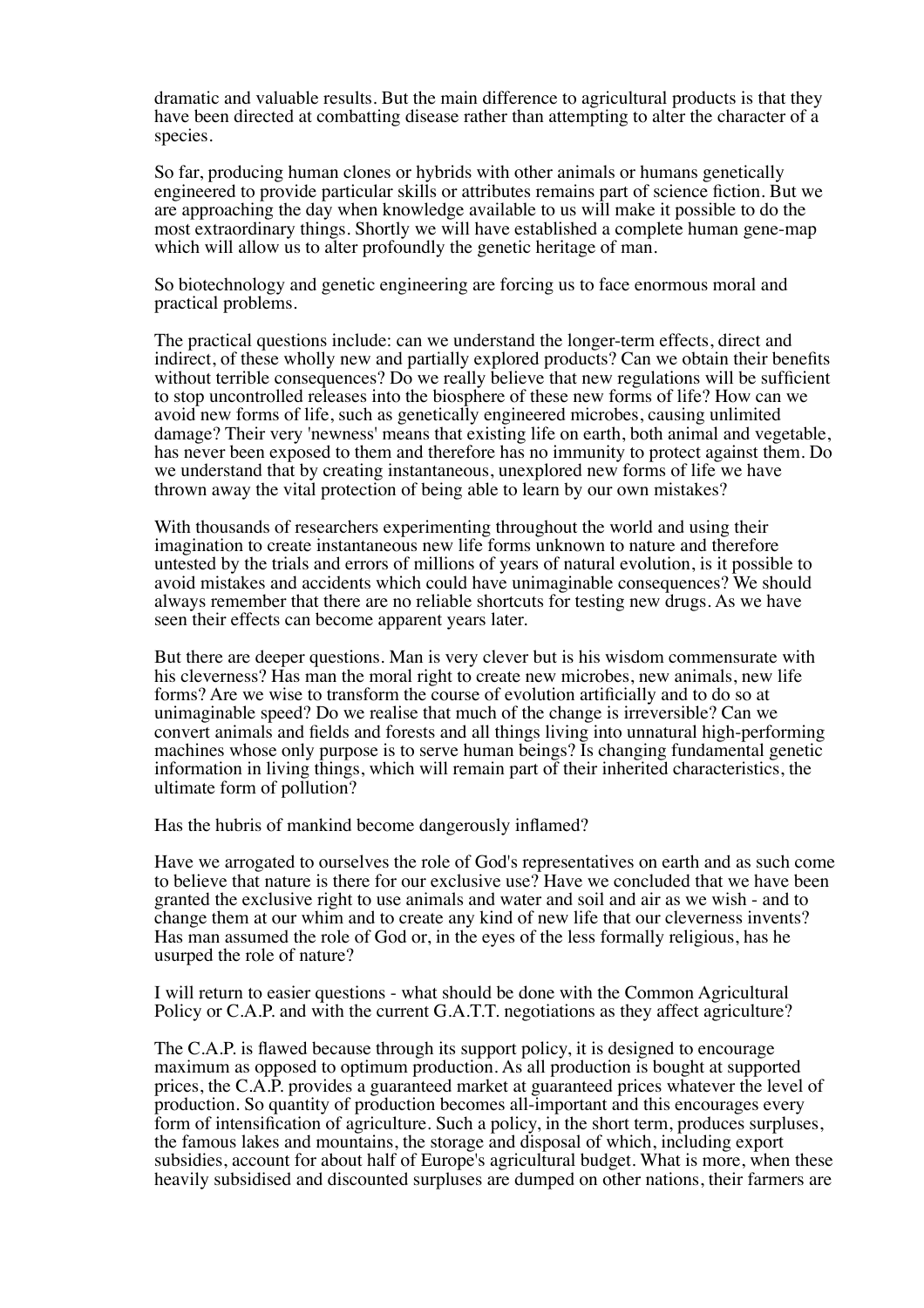dramatic and valuable results. But the main difference to agricultural products is that they have been directed at combatting disease rather than attempting to alter the character of a species.

So far, producing human clones or hybrids with other animals or humans genetically engineered to provide particular skills or attributes remains part of science fiction. But we are approaching the day when knowledge available to us will make it possible to do the most extraordinary things. Shortly we will have established a complete human gene-map which will allow us to alter profoundly the genetic heritage of man.

So biotechnology and genetic engineering are forcing us to face enormous moral and practical problems.

The practical questions include: can we understand the longer-term effects, direct and indirect, of these wholly new and partially explored products? Can we obtain their benefits without terrible consequences? Do we really believe that new regulations will be sufficient to stop uncontrolled releases into the biosphere of these new forms of life? How can we avoid new forms of life, such as genetically engineered microbes, causing unlimited damage? Their very 'newness' means that existing life on earth, both animal and vegetable, has never been exposed to them and therefore has no immunity to protect against them. Do we understand that by creating instantaneous, unexplored new forms of life we have thrown away the vital protection of being able to learn by our own mistakes?

With thousands of researchers experimenting throughout the world and using their imagination to create instantaneous new life forms unknown to nature and therefore untested by the trials and errors of millions of years of natural evolution, is it possible to avoid mistakes and accidents which could have unimaginable consequences? We should always remember that there are no reliable shortcuts for testing new drugs. As we have seen their effects can become apparent years later.

But there are deeper questions. Man is very clever but is his wisdom commensurate with his cleverness? Has man the moral right to create new microbes, new animals, new life forms? Are we wise to transform the course of evolution artificially and to do so at unimaginable speed? Do we realise that much of the change is irreversible? Can we convert animals and fields and forests and all things living into unnatural high-performing machines whose only purpose is to serve human beings? Is changing fundamental genetic information in living things, which will remain part of their inherited characteristics, the ultimate form of pollution?

Has the hubris of mankind become dangerously inflamed?

Have we arrogated to ourselves the role of God's representatives on earth and as such come to believe that nature is there for our exclusive use? Have we concluded that we have been granted the exclusive right to use animals and water and soil and air as we wish - and to change them at our whim and to create any kind of new life that our cleverness invents? Has man assumed the role of God or, in the eyes of the less formally religious, has he usurped the role of nature?

I will return to easier questions - what should be done with the Common Agricultural Policy or C.A.P. and with the current G.A.T.T. negotiations as they affect agriculture?

The C.A.P. is flawed because through its support policy, it is designed to encourage maximum as opposed to optimum production. As all production is bought at supported prices, the C.A.P. provides a guaranteed market at guaranteed prices whatever the level of production. So quantity of production becomes all-important and this encourages every form of intensification of agriculture. Such a policy, in the short term, produces surpluses, the famous lakes and mountains, the storage and disposal of which, including export subsidies, account for about half of Europe's agricultural budget. What is more, when these heavily subsidised and discounted surpluses are dumped on other nations, their farmers are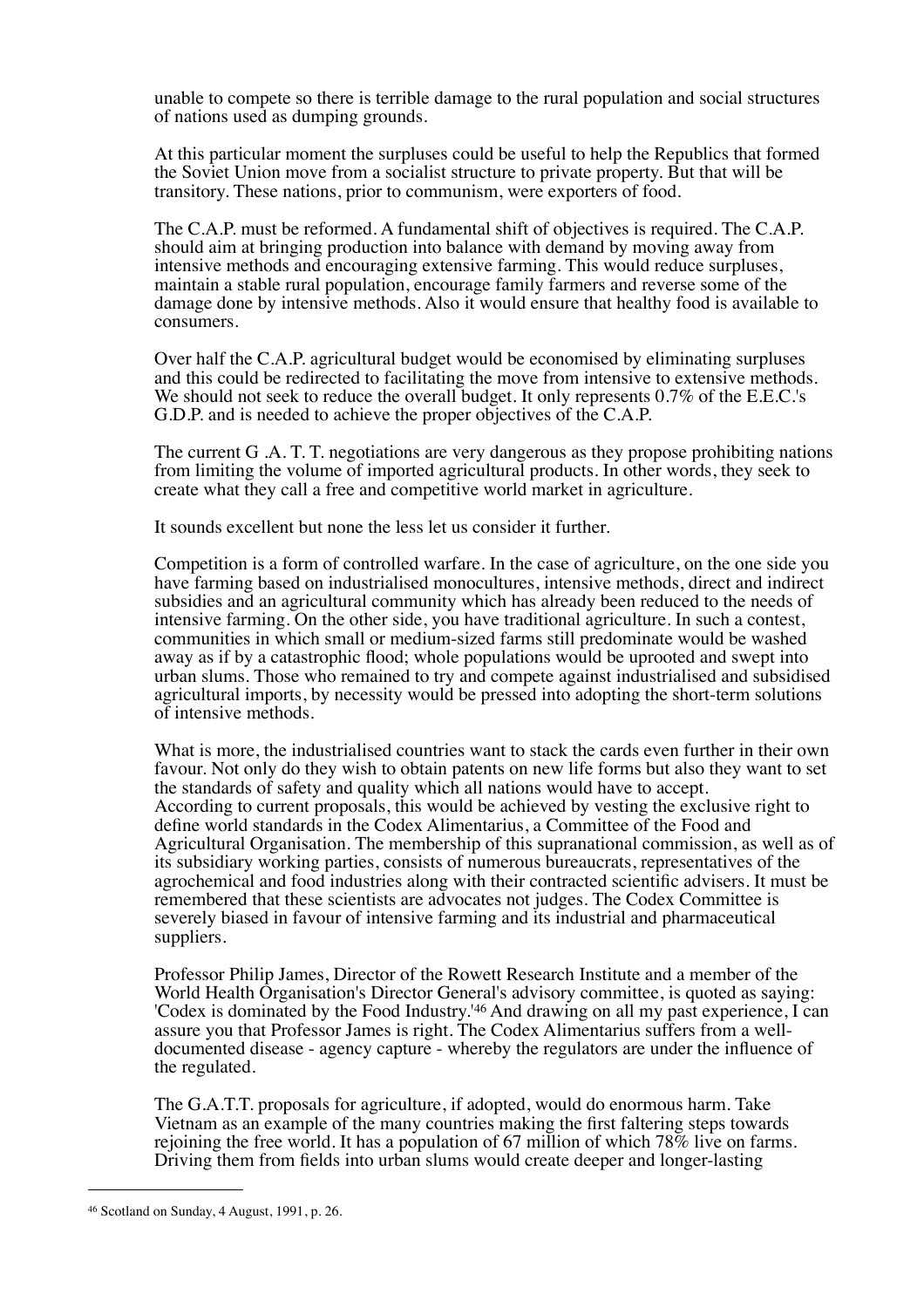unable to compete so there is terrible damage to the rural population and social structures of nations used as dumping grounds.

At this particular moment the surpluses could be useful to help the Republics that formed the Soviet Union move from a socialist structure to private property. But that will be transitory. These nations, prior to communism, were exporters of food.

The C.A.P. must be reformed. A fundamental shift of objectives is required. The C.A.P. should aim at bringing production into balance with demand by moving away from intensive methods and encouraging extensive farming. This would reduce surpluses, maintain a stable rural population, encourage family farmers and reverse some of the damage done by intensive methods. Also it would ensure that healthy food is available to consumers.

Over half the C.A.P. agricultural budget would be economised by eliminating surpluses and this could be redirected to facilitating the move from intensive to extensive methods. We should not seek to reduce the overall budget. It only represents 0.7% of the E.E.C.'s G.D.P. and is needed to achieve the proper objectives of the C.A.P.

The current G .A. T. T. negotiations are very dangerous as they propose prohibiting nations from limiting the volume of imported agricultural products. In other words, they seek to create what they call a free and competitive world market in agriculture.

It sounds excellent but none the less let us consider it further.

Competition is a form of controlled warfare. In the case of agriculture, on the one side you have farming based on industrialised monocultures, intensive methods, direct and indirect subsidies and an agricultural community which has already been reduced to the needs of intensive farming. On the other side, you have traditional agriculture. In such a contest, communities in which small or medium-sized farms still predominate would be washed away as if by a catastrophic flood; whole populations would be uprooted and swept into urban slums. Those who remained to try and compete against industrialised and subsidised agricultural imports, by necessity would be pressed into adopting the short-term solutions of intensive methods.

What is more, the industrialised countries want to stack the cards even further in their own favour. Not only do they wish to obtain patents on new life forms but also they want to set the standards of safety and quality which all nations would have to accept. According to current proposals, this would be achieved by vesting the exclusive right to define world standards in the Codex Alimentarius, a Committee of the Food and Agricultural Organisation. The membership of this supranational commission, as well as of its subsidiary working parties, consists of numerous bureaucrats, representatives of the agrochemical and food industries along with their contracted scientific advisers. It must be remembered that these scientists are advocates not judges. The Codex Committee is severely biased in favour of intensive farming and its industrial and pharmaceutical suppliers.

Professor Philip James, Director of the Rowett Research Institute and a member of the World Health Organisation's Director General's advisory committee, is quoted as saying: 'Codex is dominated by the Food Industry.'[46] And drawing on all my past experience, I can assure you that Professor James is right. The Codex Alimentarius suffers from a well-documented disease - agency capture - whereby the regulators are under the influence of the regulated.

The G.A.T.T. proposals for agriculture, if adopted, would do enormous harm. Take Vietnam as an example of the many countries making the first faltering steps towards rejoining the free world. It has a population of 67 million of which 78% live on farms. Driving them from fields into urban slums would create deeper and longer-lasting

---

[46] Scotland on Sunday, 4 August, 1991, p. 26.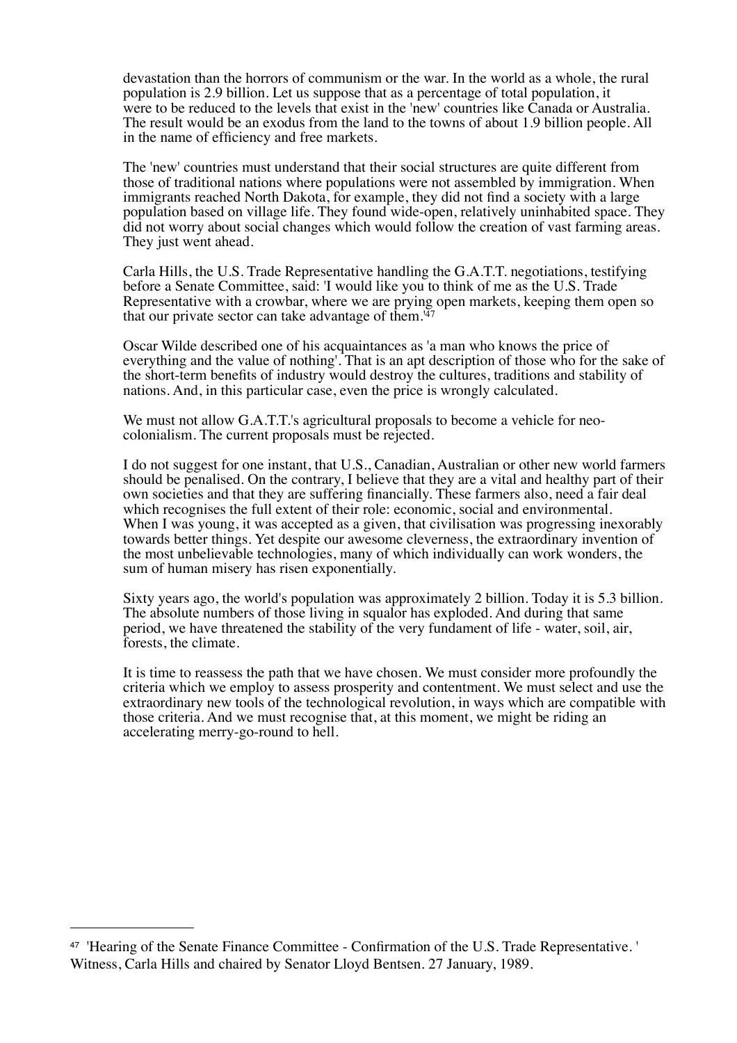devastation than the horrors of communism or the war. In the world as a whole, the rural population is 2.9 billion. Let us suppose that as a percentage of total population, it were to be reduced to the levels that exist in the 'new' countries like Canada or Australia. The result would be an exodus from the land to the towns of about 1.9 billion people. All in the name of efficiency and free markets.

The 'new' countries must understand that their social structures are quite different from those of traditional nations where populations were not assembled by immigration. When immigrants reached North Dakota, for example, they did not find a society with a large population based on village life. They found wide-open, relatively uninhabited space. They did not worry about social changes which would follow the creation of vast farming areas. They just went ahead.

Carla Hills, the U.S. Trade Representative handling the G.A.T.T. negotiations, testifying before a Senate Committee, said: 'I would like you to think of me as the U.S. Trade Representative with a crowbar, where we are prying open markets, keeping them open so that our private sector can take advantage of them.'[47]

Oscar Wilde described one of his acquaintances as 'a man who knows the price of everything and the value of nothing'. That is an apt description of those who for the sake of the short-term benefits of industry would destroy the cultures, traditions and stability of nations. And, in this particular case, even the price is wrongly calculated.

We must not allow G.A.T.T.'s agricultural proposals to become a vehicle for neo-colonialism. The current proposals must be rejected.

I do not suggest for one instant, that U.S., Canadian, Australian or other new world farmers should be penalised. On the contrary, I believe that they are a vital and healthy part of their own societies and that they are suffering financially. These farmers also, need a fair deal which recognises the full extent of their role: economic, social and environmental.
When I was young, it was accepted as a given, that civilisation was progressing inexorably towards better things. Yet despite our awesome cleverness, the extraordinary invention of the most unbelievable technologies, many of which individually can work wonders, the sum of human misery has risen exponentially.

Sixty years ago, the world's population was approximately 2 billion. Today it is 5.3 billion. The absolute numbers of those living in squalor has exploded. And during that same period, we have threatened the stability of the very fundament of life - water, soil, air, forests, the climate.

It is time to reassess the path that we have chosen. We must consider more profoundly the criteria which we employ to assess prosperity and contentment. We must select and use the extraordinary new tools of the technological revolution, in ways which are compatible with those criteria. And we must recognise that, at this moment, we might be riding an accelerating merry-go-round to hell.

---

[47] 'Hearing of the Senate Finance Committee - Confirmation of the U.S. Trade Representative. ' Witness, Carla Hills and chaired by Senator Lloyd Bentsen. 27 January, 1989.